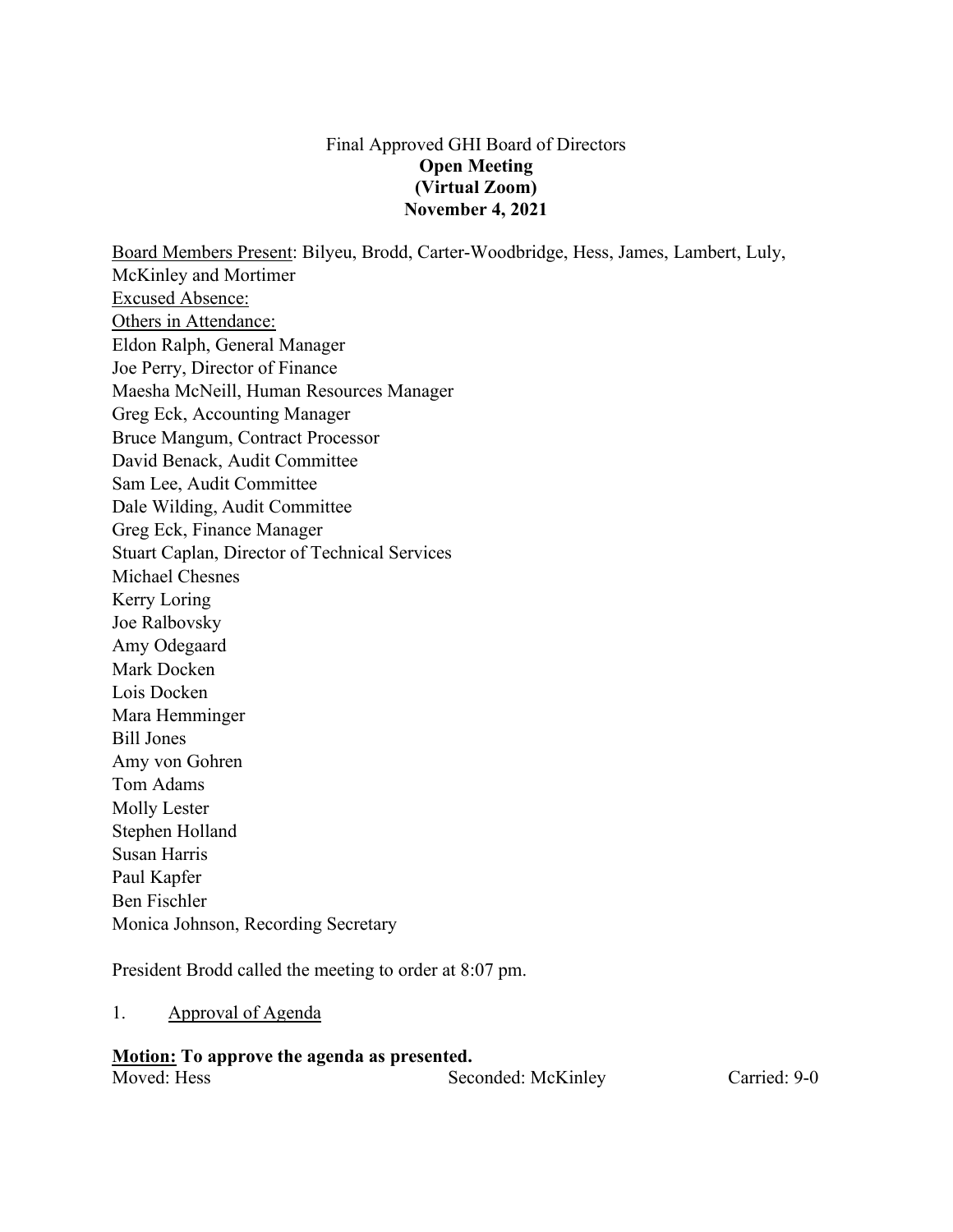Final Approved GHI Board of Directors
**Open Meeting**
**(Virtual Zoom)**
**November 4, 2021**

Board Members Present: Bilyeu, Brodd, Carter-Woodbridge, Hess, James, Lambert, Luly, McKinley and Mortimer

Excused Absence:

Others in Attendance:

Eldon Ralph, General Manager
Joe Perry, Director of Finance
Maesha McNeill, Human Resources Manager
Greg Eck, Accounting Manager
Bruce Mangum, Contract Processor
David Benack, Audit Committee
Sam Lee, Audit Committee
Dale Wilding, Audit Committee
Greg Eck, Finance Manager
Stuart Caplan, Director of Technical Services
Michael Chesnes
Kerry Loring
Joe Ralbovsky
Amy Odegaard
Mark Docken
Lois Docken
Mara Hemminger
Bill Jones
Amy von Gohren
Tom Adams
Molly Lester
Stephen Holland
Susan Harris
Paul Kapfer
Ben Fischler
Monica Johnson, Recording Secretary

President Brodd called the meeting to order at 8:07 pm.

1. Approval of Agenda

**Motion: To approve the agenda as presented.**

Moved: Hess Seconded: McKinley Carried: 9-0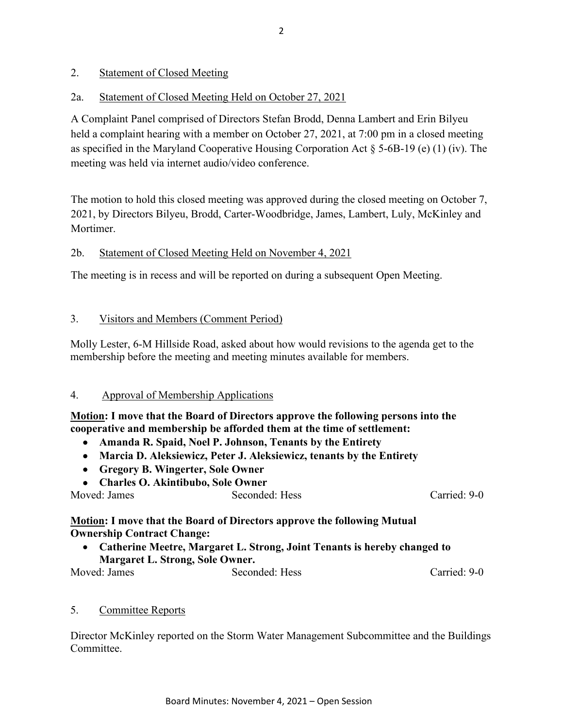## 2. Statement of Closed Meeting

### 2a. Statement of Closed Meeting Held on October 27, 2021

A Complaint Panel comprised of Directors Stefan Brodd, Denna Lambert and Erin Bilyeu held a complaint hearing with a member on October 27, 2021, at 7:00 pm in a closed meeting as specified in the Maryland Cooperative Housing Corporation Act § 5-6B-19 (e) (1) (iv). The meeting was held via internet audio/video conference.

The motion to hold this closed meeting was approved during the closed meeting on October 7, 2021, by Directors Bilyeu, Brodd, Carter-Woodbridge, James, Lambert, Luly, McKinley and Mortimer.

### 2b. Statement of Closed Meeting Held on November 4, 2021

The meeting is in recess and will be reported on during a subsequent Open Meeting.

## 3. Visitors and Members (Comment Period)

Molly Lester, 6-M Hillside Road, asked about how would revisions to the agenda get to the membership before the meeting and meeting minutes available for members.

## 4. Approval of Membership Applications

**Motion: I move that the Board of Directors approve the following persons into the cooperative and membership be afforded them at the time of settlement:**

- **Amanda R. Spaid, Noel P. Johnson, Tenants by the Entirety**
- **Marcia D. Aleksiewicz, Peter J. Aleksiewicz, tenants by the Entirety**
- **Gregory B. Wingerter, Sole Owner**
- **Charles O. Akintibubo, Sole Owner**

Moved: James Seconded: Hess Carried: 9-0

**Motion: I move that the Board of Directors approve the following Mutual Ownership Contract Change:**

- **Catherine Meetre, Margaret L. Strong, Joint Tenants is hereby changed to Margaret L. Strong, Sole Owner.**

Moved: James Seconded: Hess Carried: 9-0

## 5. Committee Reports

Director McKinley reported on the Storm Water Management Subcommittee and the Buildings Committee.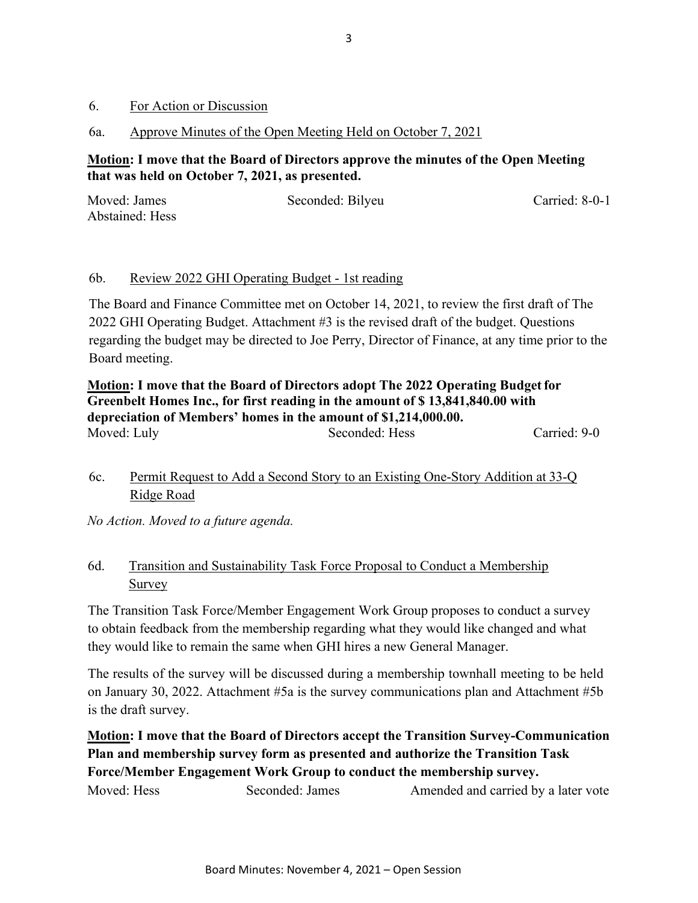6. For Action or Discussion

6a. Approve Minutes of the Open Meeting Held on October 7, 2021

**Motion: I move that the Board of Directors approve the minutes of the Open Meeting that was held on October 7, 2021, as presented.**

Moved: James Seconded: Bilyeu Carried: 8-0-1
Abstained: Hess

6b. Review 2022 GHI Operating Budget - 1st reading

The Board and Finance Committee met on October 14, 2021, to review the first draft of The 2022 GHI Operating Budget. Attachment #3 is the revised draft of the budget. Questions regarding the budget may be directed to Joe Perry, Director of Finance, at any time prior to the Board meeting.

**Motion: I move that the Board of Directors adopt The 2022 Operating Budget for Greenbelt Homes Inc., for first reading in the amount of $ 13,841,840.00 with depreciation of Members' homes in the amount of $1,214,000.00.**
Moved: Luly Seconded: Hess Carried: 9-0

6c. Permit Request to Add a Second Story to an Existing One-Story Addition at 33-Q Ridge Road

*No Action. Moved to a future agenda.*

6d. Transition and Sustainability Task Force Proposal to Conduct a Membership Survey

The Transition Task Force/Member Engagement Work Group proposes to conduct a survey to obtain feedback from the membership regarding what they would like changed and what they would like to remain the same when GHI hires a new General Manager.

The results of the survey will be discussed during a membership townhall meeting to be held on January 30, 2022. Attachment #5a is the survey communications plan and Attachment #5b is the draft survey.

**Motion: I move that the Board of Directors accept the Transition Survey-Communication Plan and membership survey form as presented and authorize the Transition Task Force/Member Engagement Work Group to conduct the membership survey.**
Moved: Hess Seconded: James Amended and carried by a later vote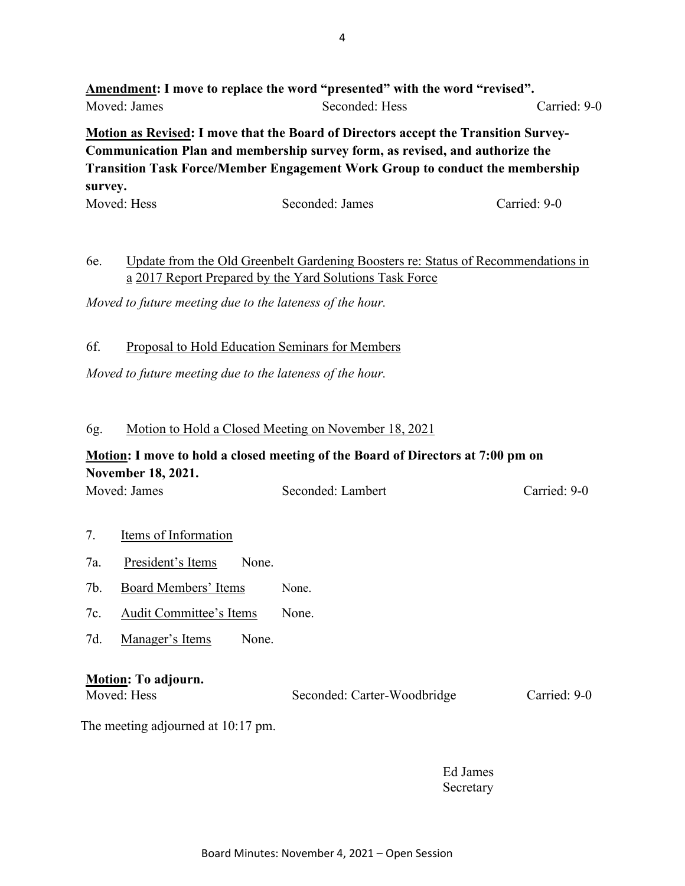**Amendment: I move to replace the word "presented" with the word "revised".**

Moved: James Seconded: Hess Carried: 9-0

**Motion as Revised: I move that the Board of Directors accept the Transition Survey-Communication Plan and membership survey form, as revised, and authorize the Transition Task Force/Member Engagement Work Group to conduct the membership survey.**

Moved: Hess Seconded: James Carried: 9-0

6e. Update from the Old Greenbelt Gardening Boosters re: Status of Recommendations in a 2017 Report Prepared by the Yard Solutions Task Force

*Moved to future meeting due to the lateness of the hour.*

6f. Proposal to Hold Education Seminars for Members

*Moved to future meeting due to the lateness of the hour.*

6g. Motion to Hold a Closed Meeting on November 18, 2021

**Motion: I move to hold a closed meeting of the Board of Directors at 7:00 pm on November 18, 2021.**

Moved: James Seconded: Lambert Carried: 9-0

7. Items of Information

7a. President's Items None.

7b. Board Members' Items None.

7c. Audit Committee's Items None.

7d. Manager's Items None.

**Motion: To adjourn.**

Moved: Hess Seconded: Carter-Woodbridge Carried: 9-0

The meeting adjourned at 10:17 pm.

Ed James
Secretary